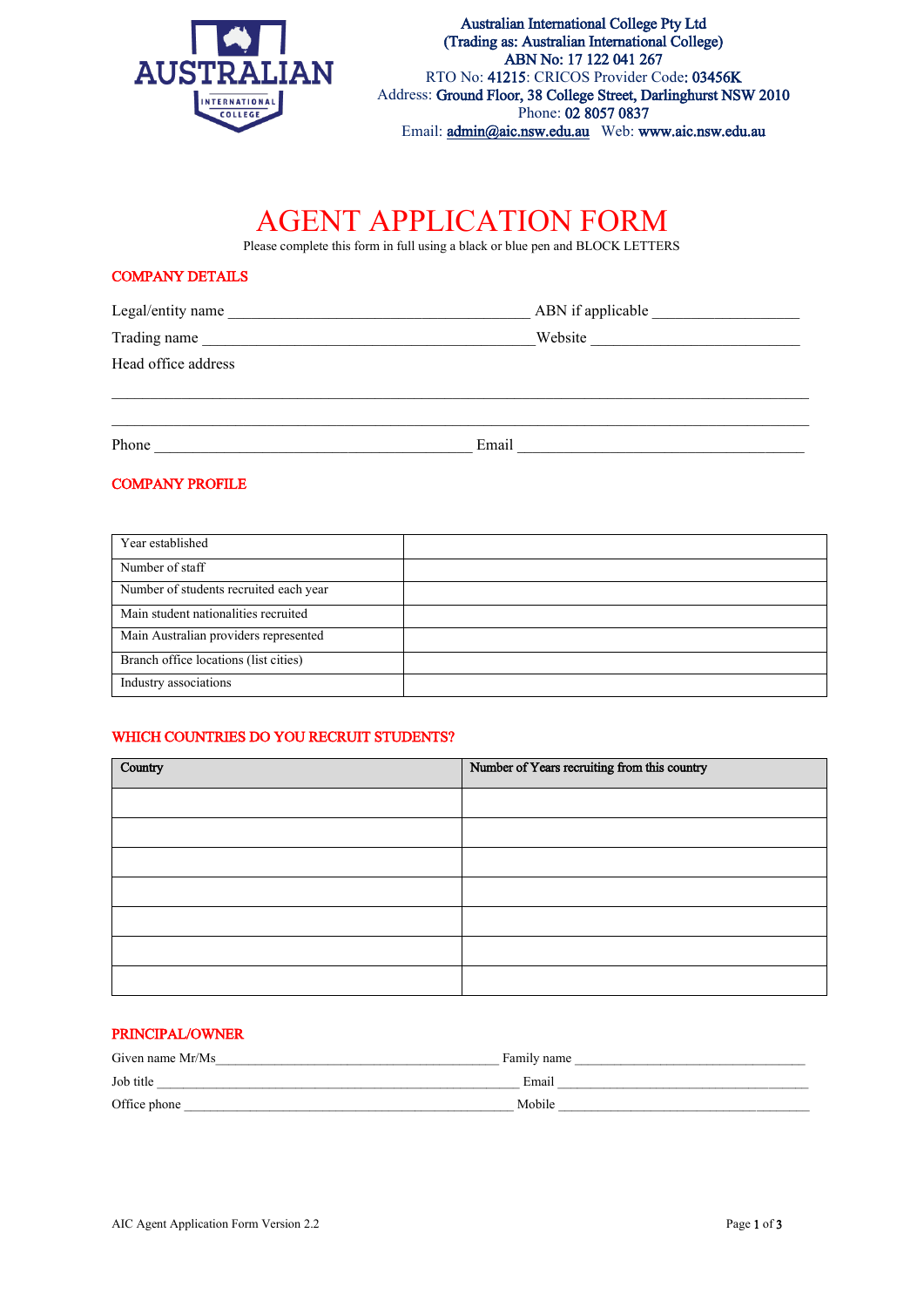Australian International College Pty Ltd
(Trading as: Australian International College)
ABN No: 17 122 041 267
RTO No: 41215: CRICOS Provider Code: 03456K
Address: Ground Floor, 38 College Street, Darlinghurst NSW 2010
Phone: 02 8057 0837
Email: admin@aic.nsw.edu.au Web: www.aic.nsw.edu.au

# AGENT APPLICATION FORM

Please complete this form in full using a black or blue pen and BLOCK LETTERS

## COMPANY DETAILS

Legal/entity name ______________________________________ ABN if applicable __________________

Trading name __________________________________________ Website __________________________

Head office address

_____________________________________________________________________________________

_____________________________________________________________________________________

Phone ________________________________________ Email ____________________________________

## COMPANY PROFILE

| | |
|---|---|
| Year established | |
| Number of staff | |
| Number of students recruited each year | |
| Main student nationalities recruited | |
| Main Australian providers represented | |
| Branch office locations (list cities) | |
| Industry associations | |

## WHICH COUNTRIES DO YOU RECRUIT STUDENTS?

| Country | Number of Years recruiting from this country |
|---|---|
| | |
| | |
| | |
| | |
| | |
| | |
| | |

## PRINCIPAL/OWNER

Given name Mr/Ms____________________________________________ Family name ___________________________________

Job title ______________________________________________________ Email ______________________________________

Office phone __________________________________________________ Mobile _____________________________________

AIC Agent Application Form Version 2.2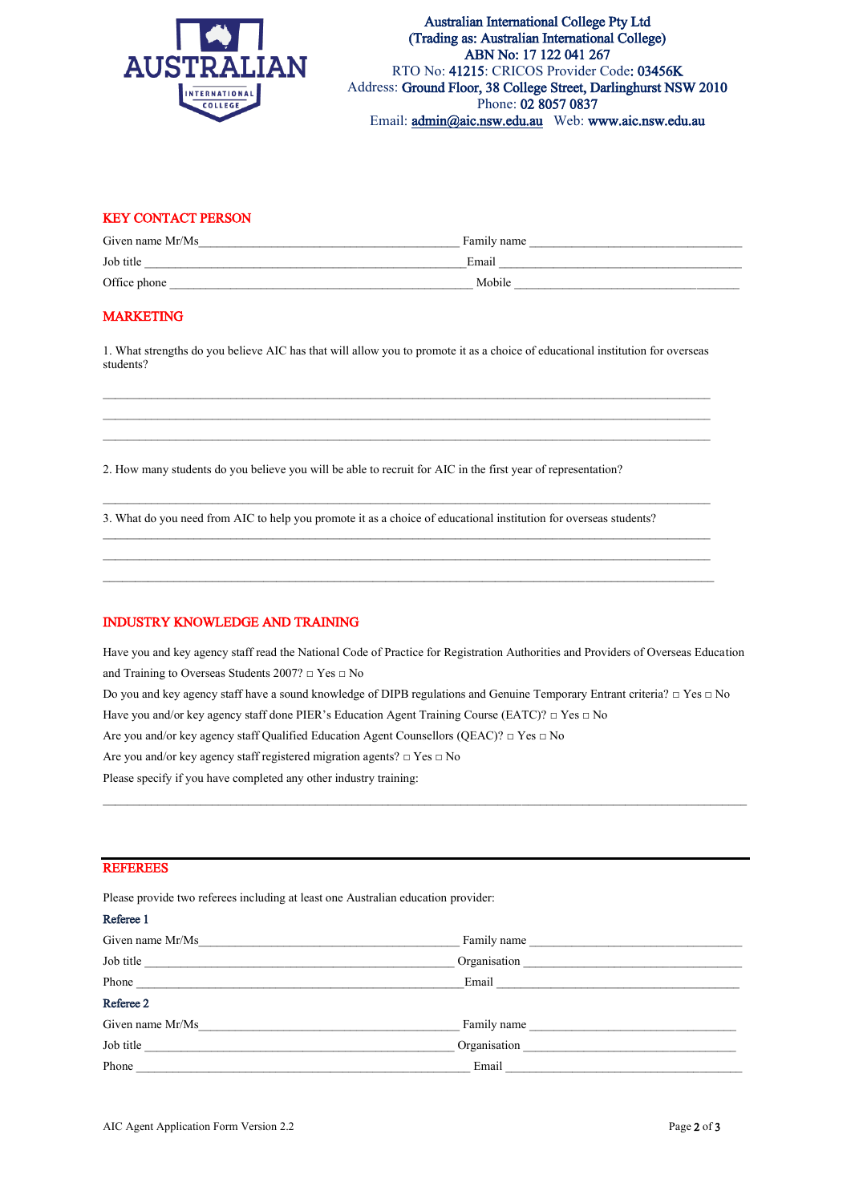Australian International College Pty Ltd
(Trading as: Australian International College)
ABN No: 17 122 041 267
RTO No: 41215: CRICOS Provider Code: 03456K
Address: Ground Floor, 38 College Street, Darlinghurst NSW 2010
Phone: 02 8057 0837
Email: admin@aic.nsw.edu.au Web: www.aic.nsw.edu.au

## KEY CONTACT PERSON

Given name Mr/Ms____________________________________ Family name ______________________________

Job title _____________________________________________ Email __________________________________

Office phone __________________________________________ Mobile ________________________________

## MARKETING

1. What strengths do you believe AIC has that will allow you to promote it as a choice of educational institution for overseas students?

_____________________________________________________________________________________

_____________________________________________________________________________________

_____________________________________________________________________________________

2. How many students do you believe you will be able to recruit for AIC in the first year of representation?

_____________________________________________________________________________________

3. What do you need from AIC to help you promote it as a choice of educational institution for overseas students?

_____________________________________________________________________________________

_____________________________________________________________________________________

_____________________________________________________________________________________

## INDUSTRY KNOWLEDGE AND TRAINING

Have you and key agency staff read the National Code of Practice for Registration Authorities and Providers of Overseas Education and Training to Overseas Students 2007? □ Yes □ No

Do you and key agency staff have a sound knowledge of DIPB regulations and Genuine Temporary Entrant criteria? □ Yes □ No

Have you and/or key agency staff done PIER's Education Agent Training Course (EATC)? □ Yes □ No

Are you and/or key agency staff Qualified Education Agent Counsellors (QEAC)? □ Yes □ No

Are you and/or key agency staff registered migration agents? □ Yes □ No

Please specify if you have completed any other industry training:

_____________________________________________________________________________________

## REFEREES

Please provide two referees including at least one Australian education provider:

### Referee 1

Given name Mr/Ms____________________________________ Family name ______________________________

Job title ____________________________________________ Organisation ______________________________

Phone _______________________________________________ Email ___________________________________

### Referee 2

Given name Mr/Ms____________________________________ Family name ______________________________

Job title ____________________________________________ Organisation ______________________________

Phone _______________________________________________ Email ___________________________________

AIC Agent Application Form Version 2.2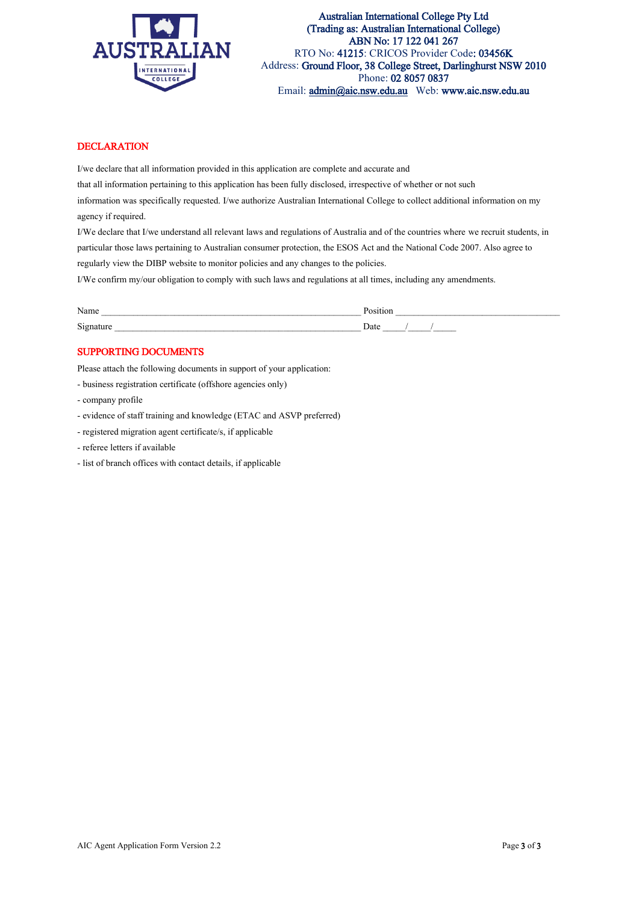Australian International College Pty Ltd
(Trading as: Australian International College)
ABN No: 17 122 041 267
RTO No: 41215: CRICOS Provider Code: 03456K
Address: Ground Floor, 38 College Street, Darlinghurst NSW 2010
Phone: 02 8057 0837
Email: admin@aic.nsw.edu.au Web: www.aic.nsw.edu.au

## DECLARATION

I/we declare that all information provided in this application are complete and accurate and that all information pertaining to this application has been fully disclosed, irrespective of whether or not such information was specifically requested. I/we authorize Australian International College to collect additional information on my agency if required.

I/We declare that I/we understand all relevant laws and regulations of Australia and of the countries where we recruit students, in particular those laws pertaining to Australian consumer protection, the ESOS Act and the National Code 2007. Also agree to regularly view the DIBP website to monitor policies and any changes to the policies.

I/We confirm my/our obligation to comply with such laws and regulations at all times, including any amendments.

Name ______________________________________________ Position ______________________________

Signature ___________________________________________ Date _____/_____/_____

## SUPPORTING DOCUMENTS

Please attach the following documents in support of your application:

- business registration certificate (offshore agencies only)
- company profile
- evidence of staff training and knowledge (ETAC and ASVP preferred)
- registered migration agent certificate/s, if applicable
- referee letters if available
- list of branch offices with contact details, if applicable

AIC Agent Application Form Version 2.2